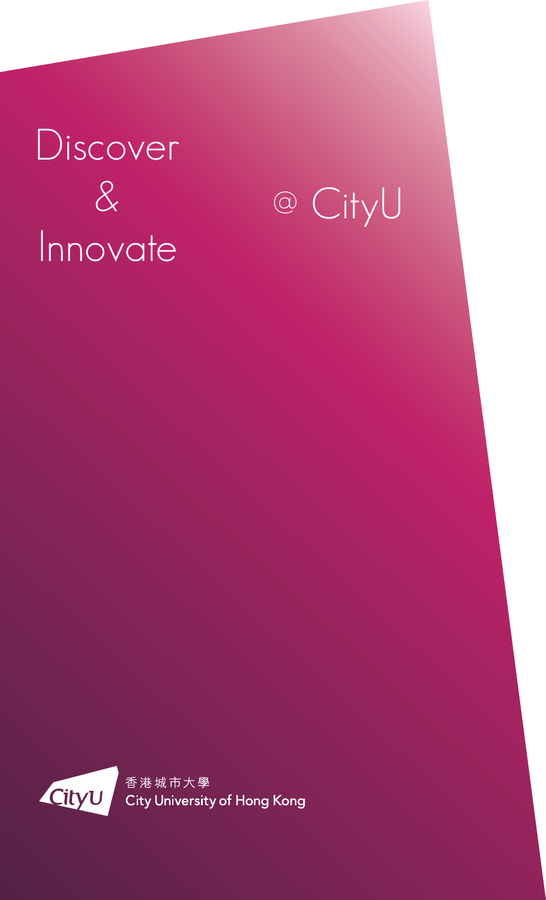# Discover & Innovate @ CityU

香港城市大學
City University of Hong Kong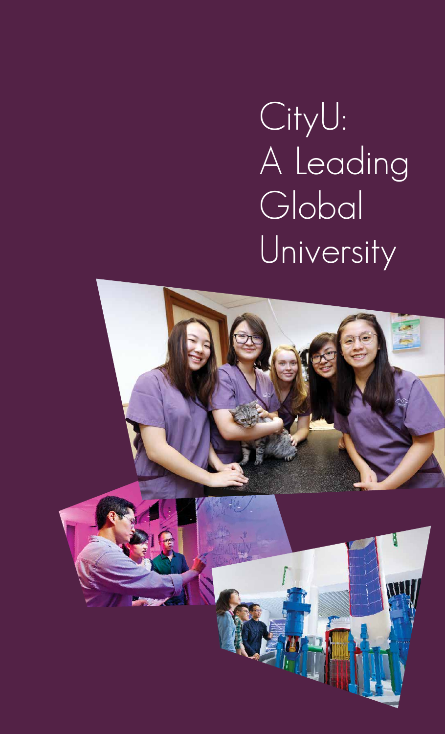# CityU: A Leading Global University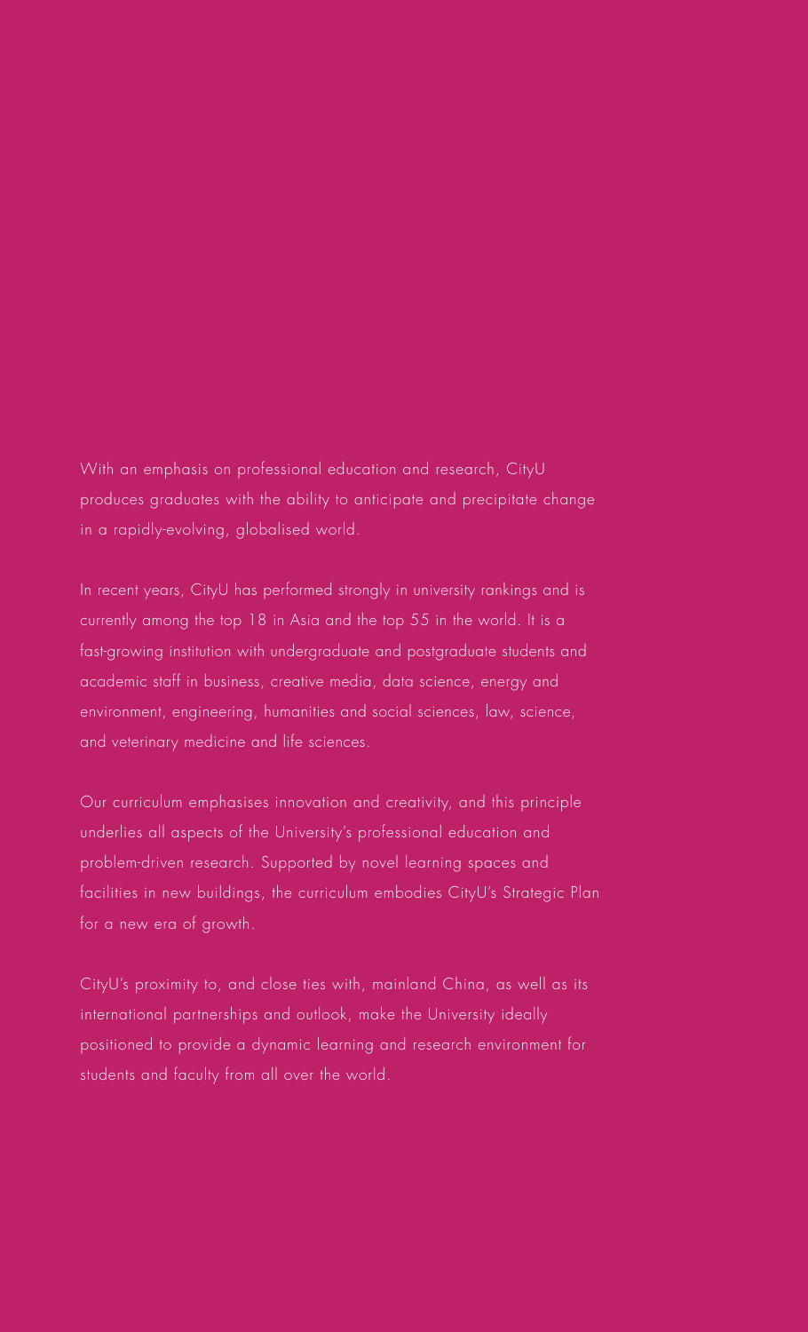With an emphasis on professional education and research, CityU produces graduates with the ability to anticipate and precipitate change in a rapidly-evolving, globalised world.

In recent years, CityU has performed strongly in university rankings and is currently among the top 18 in Asia and the top 55 in the world. It is a fast-growing institution with undergraduate and postgraduate students and academic staff in business, creative media, data science, energy and environment, engineering, humanities and social sciences, law, science, and veterinary medicine and life sciences.

Our curriculum emphasises innovation and creativity, and this principle underlies all aspects of the University's professional education and problem-driven research. Supported by novel learning spaces and facilities in new buildings, the curriculum embodies CityU's Strategic Plan for a new era of growth.

CityU's proximity to, and close ties with, mainland China, as well as its international partnerships and outlook, make the University ideally positioned to provide a dynamic learning and research environment for students and faculty from all over the world.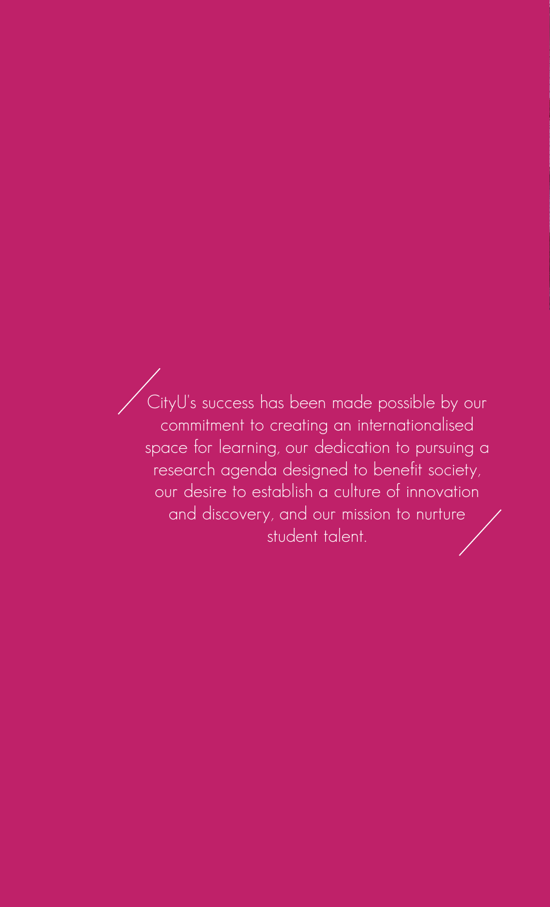CityU's success has been made possible by our commitment to creating an internationalised space for learning, our dedication to pursuing a research agenda designed to benefit society, our desire to establish a culture of innovation and discovery, and our mission to nurture student talent.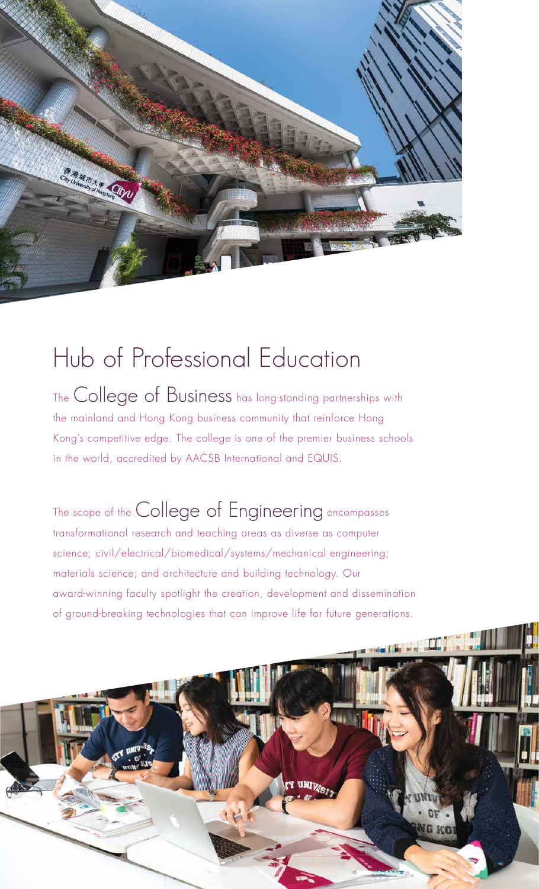# Hub of Professional Education

The **College of Business** has long-standing partnerships with the mainland and Hong Kong business community that reinforce Hong Kong's competitive edge. The college is one of the premier business schools in the world, accredited by AACSB International and EQUIS.

The scope of the **College of Engineering** encompasses transformational research and teaching areas as diverse as computer science; civil/electrical/biomedical/systems/mechanical engineering; materials science; and architecture and building technology. Our award-winning faculty spotlight the creation, development and dissemination of ground-breaking technologies that can improve life for future generations.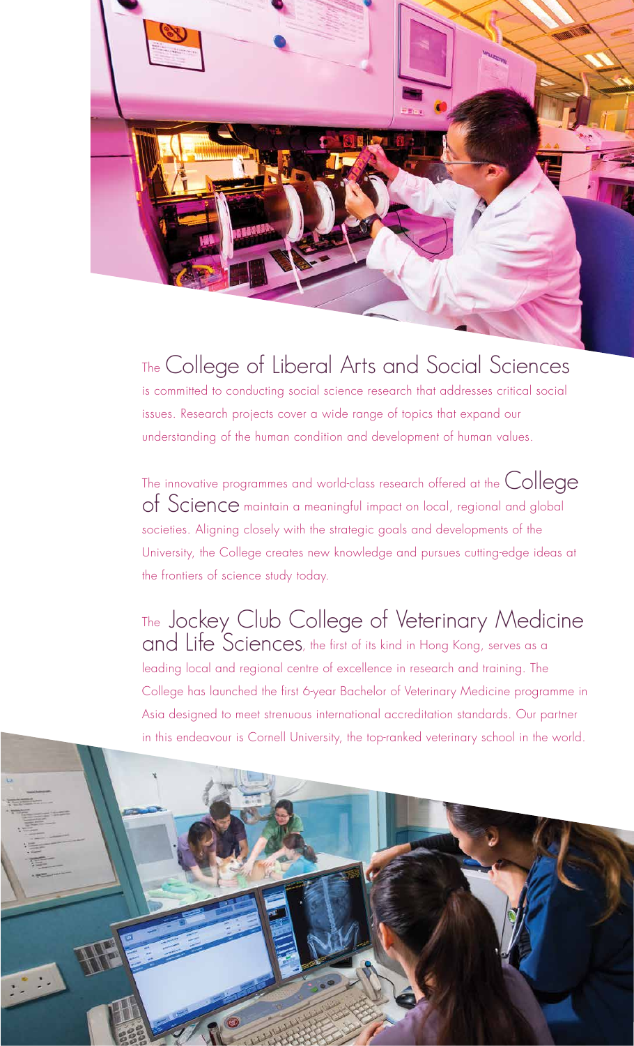The **College of Liberal Arts and Social Sciences** is committed to conducting social science research that addresses critical social issues. Research projects cover a wide range of topics that expand our understanding of the human condition and development of human values.

The innovative programmes and world-class research offered at the **College of Science** maintain a meaningful impact on local, regional and global societies. Aligning closely with the strategic goals and developments of the University, the College creates new knowledge and pursues cutting-edge ideas at the frontiers of science study today.

The **Jockey Club College of Veterinary Medicine and Life Sciences**, the first of its kind in Hong Kong, serves as a leading local and regional centre of excellence in research and training. The College has launched the first 6-year Bachelor of Veterinary Medicine programme in Asia designed to meet strenuous international accreditation standards. Our partner in this endeavour is Cornell University, the top-ranked veterinary school in the world.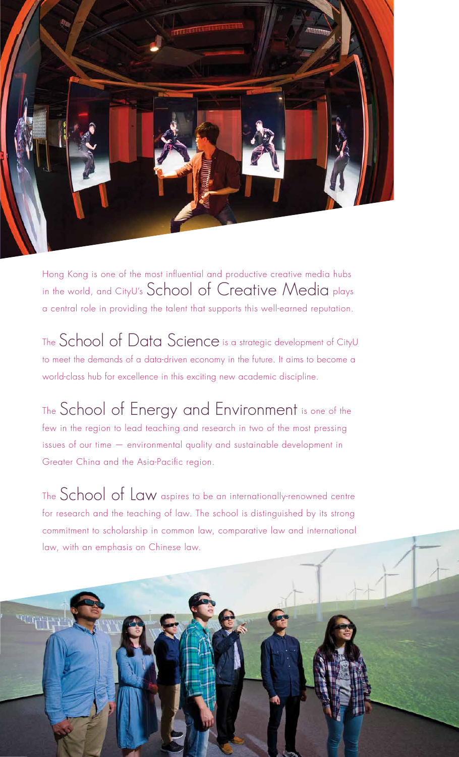Hong Kong is one of the most influential and productive creative media hubs in the world, and CityU's **School of Creative Media** plays a central role in providing the talent that supports this well-earned reputation.

The **School of Data Science** is a strategic development of CityU to meet the demands of a data-driven economy in the future. It aims to become a world-class hub for excellence in this exciting new academic discipline.

The **School of Energy and Environment** is one of the few in the region to lead teaching and research in two of the most pressing issues of our time — environmental quality and sustainable development in Greater China and the Asia-Pacific region.

The **School of Law** aspires to be an internationally-renowned centre for research and the teaching of law. The school is distinguished by its strong commitment to scholarship in common law, comparative law and international law, with an emphasis on Chinese law.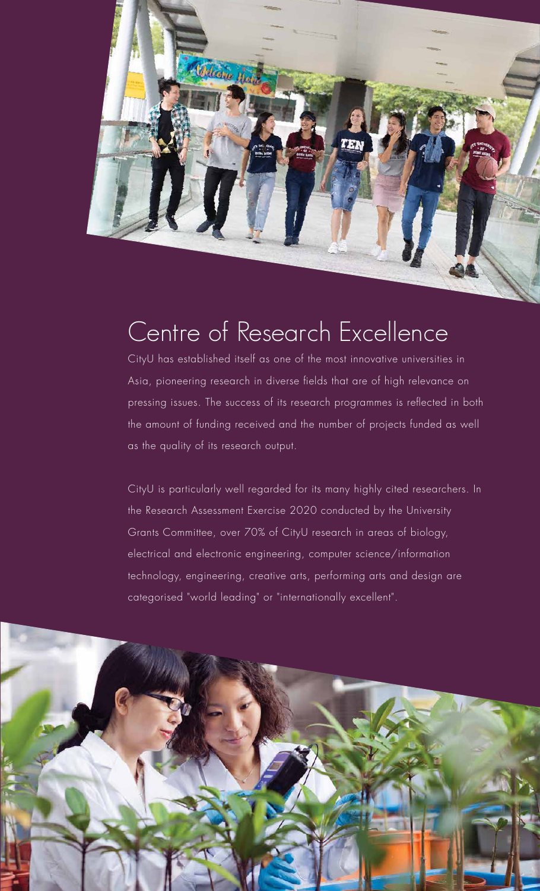# Centre of Research Excellence

CityU has established itself as one of the most innovative universities in Asia, pioneering research in diverse fields that are of high relevance on pressing issues. The success of its research programmes is reflected in both the amount of funding received and the number of projects funded as well as the quality of its research output.

CityU is particularly well regarded for its many highly cited researchers. In the Research Assessment Exercise 2020 conducted by the University Grants Committee, over 70% of CityU research in areas of biology, electrical and electronic engineering, computer science/information technology, engineering, creative arts, performing arts and design are categorised "world leading" or "internationally excellent".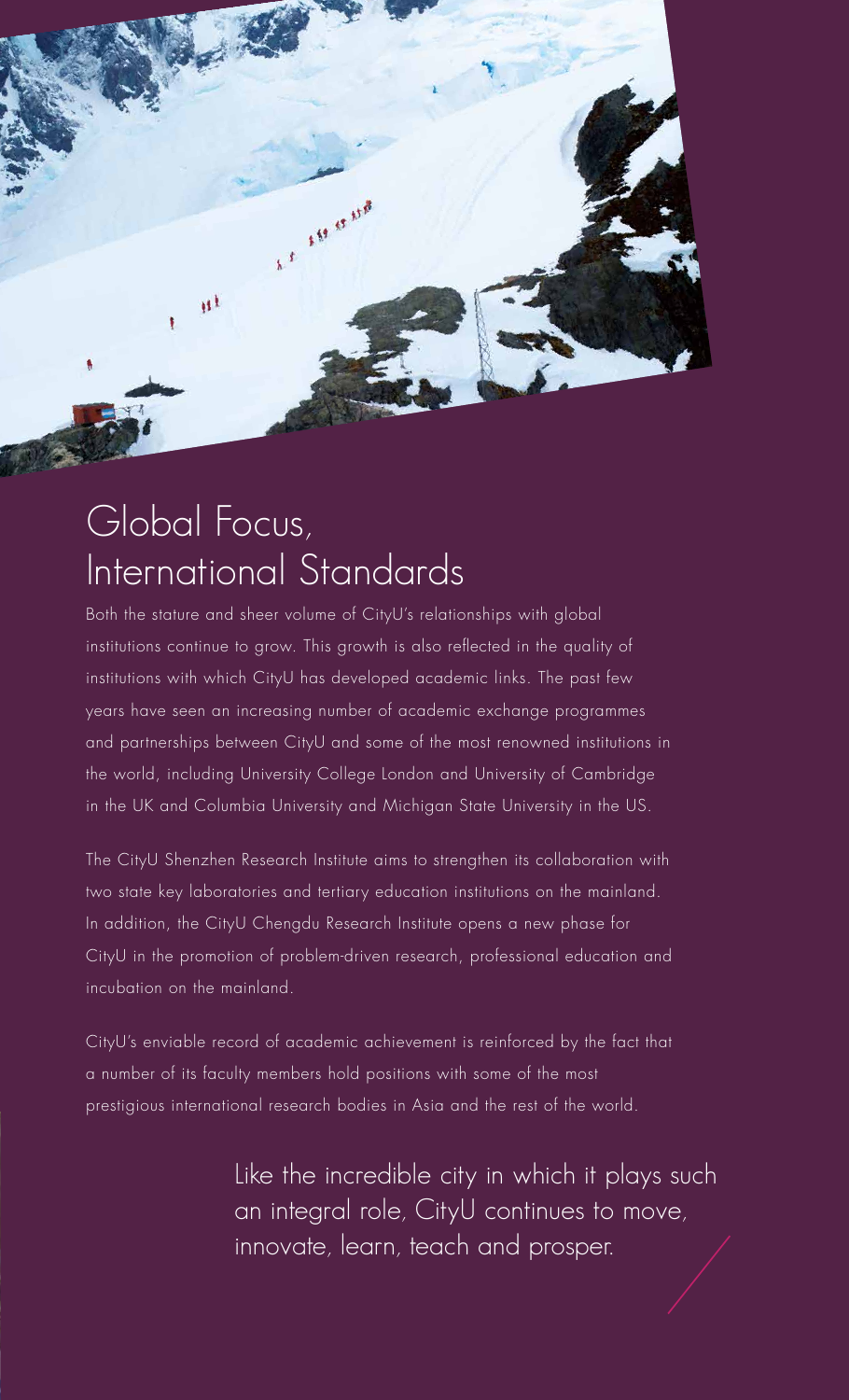# Global Focus, International Standards

Both the stature and sheer volume of CityU's relationships with global institutions continue to grow. This growth is also reflected in the quality of institutions with which CityU has developed academic links. The past few years have seen an increasing number of academic exchange programmes and partnerships between CityU and some of the most renowned institutions in the world, including University College London and University of Cambridge in the UK and Columbia University and Michigan State University in the US.

The CityU Shenzhen Research Institute aims to strengthen its collaboration with two state key laboratories and tertiary education institutions on the mainland. In addition, the CityU Chengdu Research Institute opens a new phase for CityU in the promotion of problem-driven research, professional education and incubation on the mainland.

CityU's enviable record of academic achievement is reinforced by the fact that a number of its faculty members hold positions with some of the most prestigious international research bodies in Asia and the rest of the world.

Like the incredible city in which it plays such an integral role, CityU continues to move, innovate, learn, teach and prosper.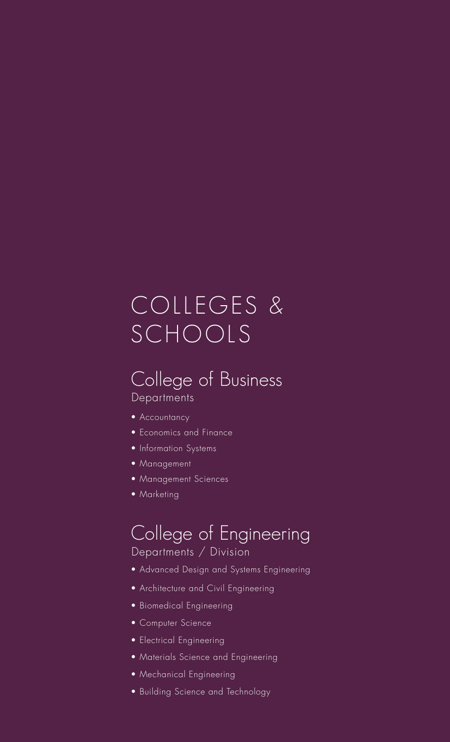# COLLEGES & SCHOOLS

## College of Business

### Departments

- Accountancy
- Economics and Finance
- Information Systems
- Management
- Management Sciences
- Marketing

## College of Engineering

### Departments / Division

- Advanced Design and Systems Engineering
- Architecture and Civil Engineering
- Biomedical Engineering
- Computer Science
- Electrical Engineering
- Materials Science and Engineering
- Mechanical Engineering
- Building Science and Technology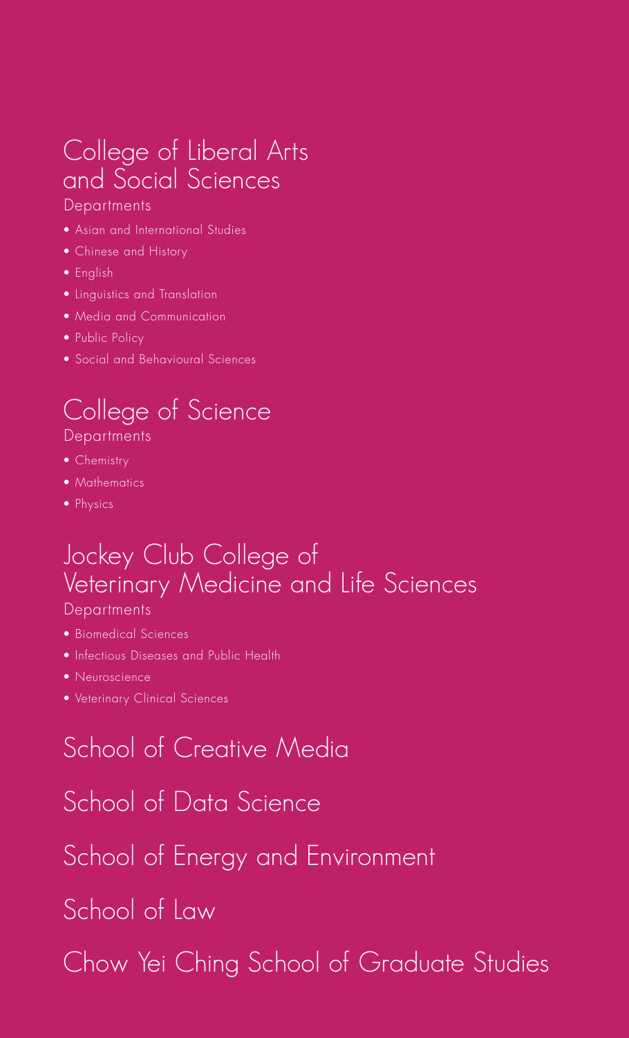## College of Liberal Arts and Social Sciences

Departments

- Asian and International Studies
- Chinese and History
- English
- Linguistics and Translation
- Media and Communication
- Public Policy
- Social and Behavioural Sciences

## College of Science

Departments

- Chemistry
- Mathematics
- Physics

## Jockey Club College of Veterinary Medicine and Life Sciences

Departments

- Biomedical Sciences
- Infectious Diseases and Public Health
- Neuroscience
- Veterinary Clinical Sciences

## School of Creative Media

## School of Data Science

## School of Energy and Environment

## School of Law

## Chow Yei Ching School of Graduate Studies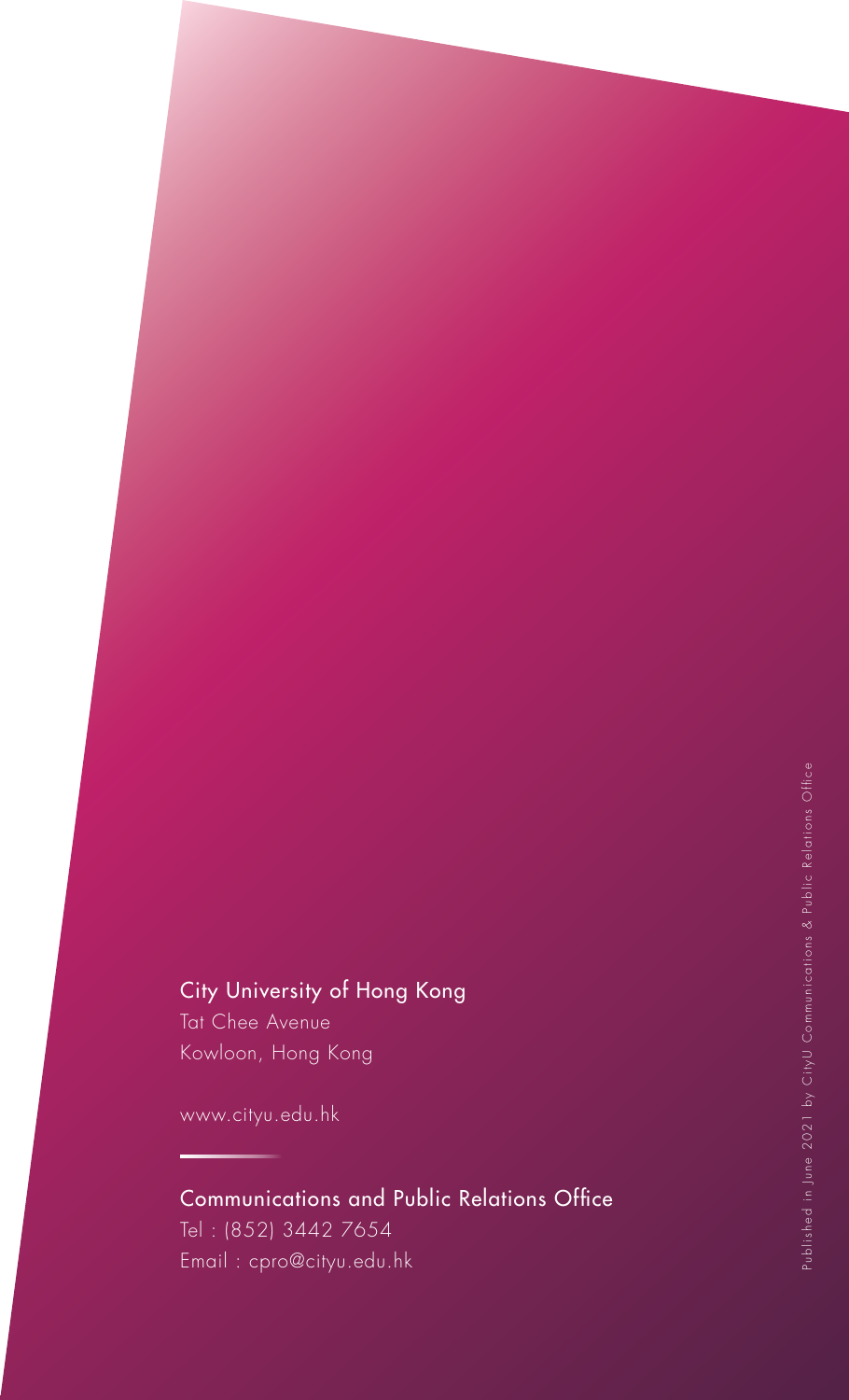City University of Hong Kong

Tat Chee Avenue

Kowloon, Hong Kong

www.cityu.edu.hk

Communications and Public Relations Office

Tel : (852) 3442 7654

Email : cpro@cityu.edu.hk

Published in June 2021 by CityU Communications & Public Relations Office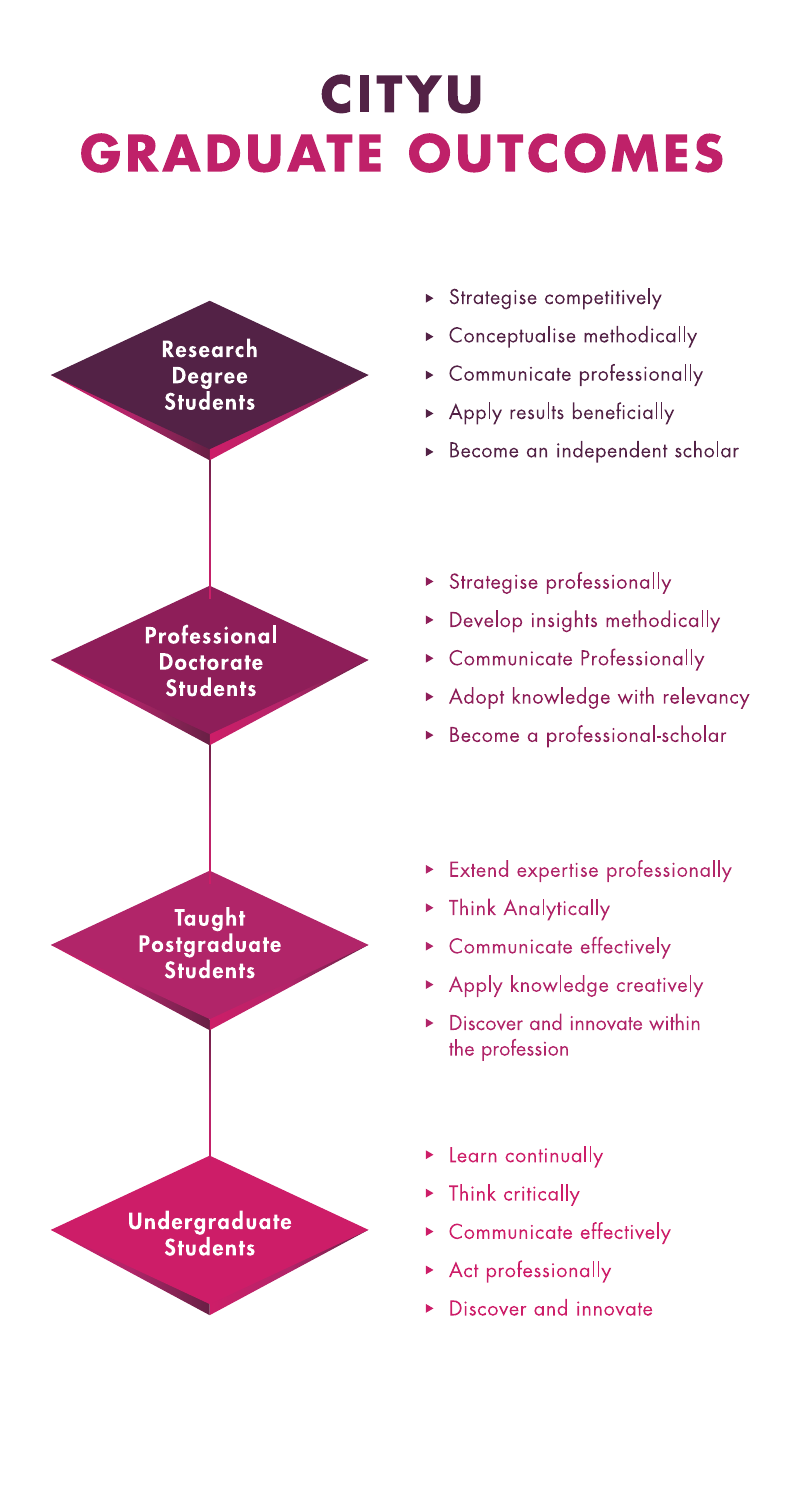# CITYU GRADUATE OUTCOMES

## Research Degree Students

- Strategise competitively
- Conceptualise methodically
- Communicate professionally
- Apply results beneficially
- Become an independent scholar

## Professional Doctorate Students

- Strategise professionally
- Develop insights methodically
- Communicate Professionally
- Adopt knowledge with relevancy
- Become a professional-scholar

## Taught Postgraduate Students

- Extend expertise professionally
- Think Analytically
- Communicate effectively
- Apply knowledge creatively
- Discover and innovate within the profession

## Undergraduate Students

- Learn continually
- Think critically
- Communicate effectively
- Act professionally
- Discover and innovate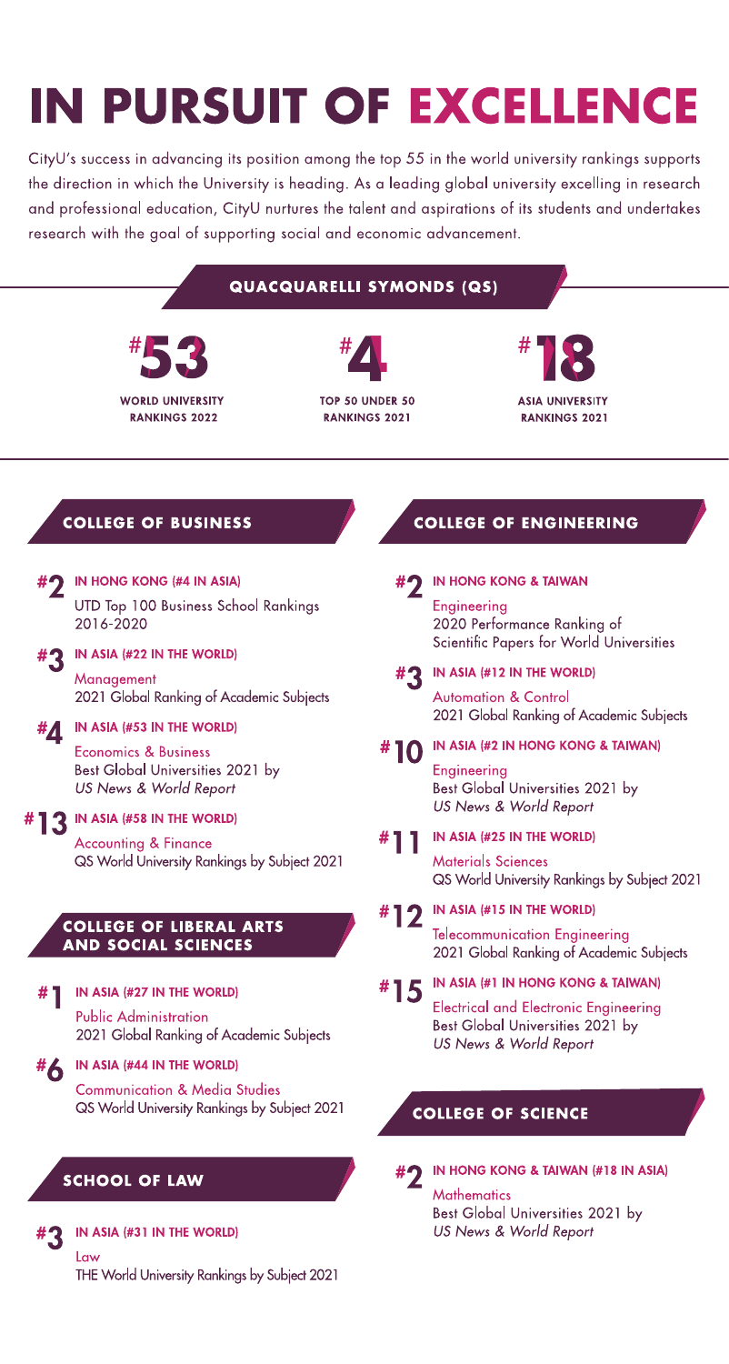# IN PURSUIT OF EXCELLENCE

CityU's success in advancing its position among the top 55 in the world university rankings supports the direction in which the University is heading. As a leading global university excelling in research and professional education, CityU nurtures the talent and aspirations of its students and undertakes research with the goal of supporting social and economic advancement.

## QUACQUARELLI SYMONDS (QS)

**#53**
WORLD UNIVERSITY RANKINGS 2022

**#4**
TOP 50 UNDER 50 RANKINGS 2021

**#18**
ASIA UNIVERSITY RANKINGS 2021

## COLLEGE OF BUSINESS

**#2** IN HONG KONG (#4 IN ASIA)
UTD Top 100 Business School Rankings 2016-2020

**#3** IN ASIA (#22 IN THE WORLD)
Management
2021 Global Ranking of Academic Subjects

**#4** IN ASIA (#53 IN THE WORLD)
Economics & Business
Best Global Universities 2021 by *US News & World Report*

**#13** IN ASIA (#58 IN THE WORLD)
Accounting & Finance
QS World University Rankings by Subject 2021

## COLLEGE OF LIBERAL ARTS AND SOCIAL SCIENCES

**#1** IN ASIA (#27 IN THE WORLD)
Public Administration
2021 Global Ranking of Academic Subjects

**#6** IN ASIA (#44 IN THE WORLD)
Communication & Media Studies
QS World University Rankings by Subject 2021

## SCHOOL OF LAW

**#3** IN ASIA (#31 IN THE WORLD)
Law
THE World University Rankings by Subject 2021

## COLLEGE OF ENGINEERING

**#2** IN HONG KONG & TAIWAN
Engineering
2020 Performance Ranking of Scientific Papers for World Universities

**#3** IN ASIA (#12 IN THE WORLD)
Automation & Control
2021 Global Ranking of Academic Subjects

**#10** IN ASIA (#2 IN HONG KONG & TAIWAN)
Engineering
Best Global Universities 2021 by *US News & World Report*

**#11** IN ASIA (#25 IN THE WORLD)
Materials Sciences
QS World University Rankings by Subject 2021

**#12** IN ASIA (#15 IN THE WORLD)
Telecommunication Engineering
2021 Global Ranking of Academic Subjects

**#15** IN ASIA (#1 IN HONG KONG & TAIWAN)
Electrical and Electronic Engineering
Best Global Universities 2021 by *US News & World Report*

## COLLEGE OF SCIENCE

**#2** IN HONG KONG & TAIWAN (#18 IN ASIA)
Mathematics
Best Global Universities 2021 by *US News & World Report*